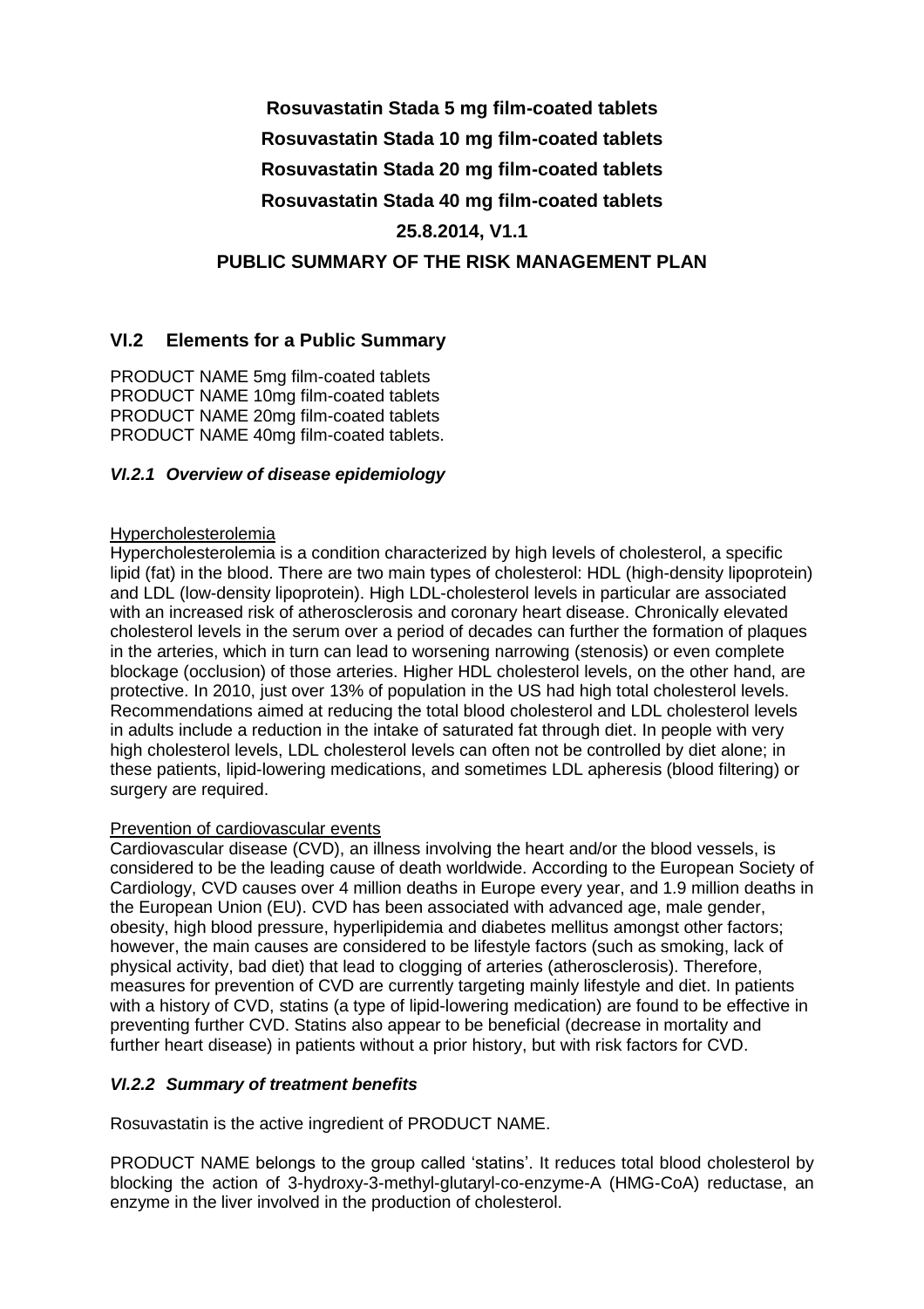**Rosuvastatin Stada 5 mg film-coated tablets**

**Rosuvastatin Stada 10 mg film-coated tablets**

**Rosuvastatin Stada 20 mg film-coated tablets**

**Rosuvastatin Stada 40 mg film-coated tablets**

**25.8.2014, V1.1**

**PUBLIC SUMMARY OF THE RISK MANAGEMENT PLAN**

## VI.2 Elements for a Public Summary

PRODUCT NAME 5mg film-coated tablets
PRODUCT NAME 10mg film-coated tablets
PRODUCT NAME 20mg film-coated tablets
PRODUCT NAME 40mg film-coated tablets.

### *VI.2.1 Overview of disease epidemiology*

Hypercholesterolemia

Hypercholesterolemia is a condition characterized by high levels of cholesterol, a specific lipid (fat) in the blood. There are two main types of cholesterol: HDL (high-density lipoprotein) and LDL (low-density lipoprotein). High LDL-cholesterol levels in particular are associated with an increased risk of atherosclerosis and coronary heart disease. Chronically elevated cholesterol levels in the serum over a period of decades can further the formation of plaques in the arteries, which in turn can lead to worsening narrowing (stenosis) or even complete blockage (occlusion) of those arteries. Higher HDL cholesterol levels, on the other hand, are protective. In 2010, just over 13% of population in the US had high total cholesterol levels. Recommendations aimed at reducing the total blood cholesterol and LDL cholesterol levels in adults include a reduction in the intake of saturated fat through diet. In people with very high cholesterol levels, LDL cholesterol levels can often not be controlled by diet alone; in these patients, lipid-lowering medications, and sometimes LDL apheresis (blood filtering) or surgery are required.

Prevention of cardiovascular events

Cardiovascular disease (CVD), an illness involving the heart and/or the blood vessels, is considered to be the leading cause of death worldwide. According to the European Society of Cardiology, CVD causes over 4 million deaths in Europe every year, and 1.9 million deaths in the European Union (EU). CVD has been associated with advanced age, male gender, obesity, high blood pressure, hyperlipidemia and diabetes mellitus amongst other factors; however, the main causes are considered to be lifestyle factors (such as smoking, lack of physical activity, bad diet) that lead to clogging of arteries (atherosclerosis). Therefore, measures for prevention of CVD are currently targeting mainly lifestyle and diet. In patients with a history of CVD, statins (a type of lipid-lowering medication) are found to be effective in preventing further CVD. Statins also appear to be beneficial (decrease in mortality and further heart disease) in patients without a prior history, but with risk factors for CVD.

### *VI.2.2 Summary of treatment benefits*

Rosuvastatin is the active ingredient of PRODUCT NAME.

PRODUCT NAME belongs to the group called 'statins'. It reduces total blood cholesterol by blocking the action of 3-hydroxy-3-methyl-glutaryl-co-enzyme-A (HMG-CoA) reductase, an enzyme in the liver involved in the production of cholesterol.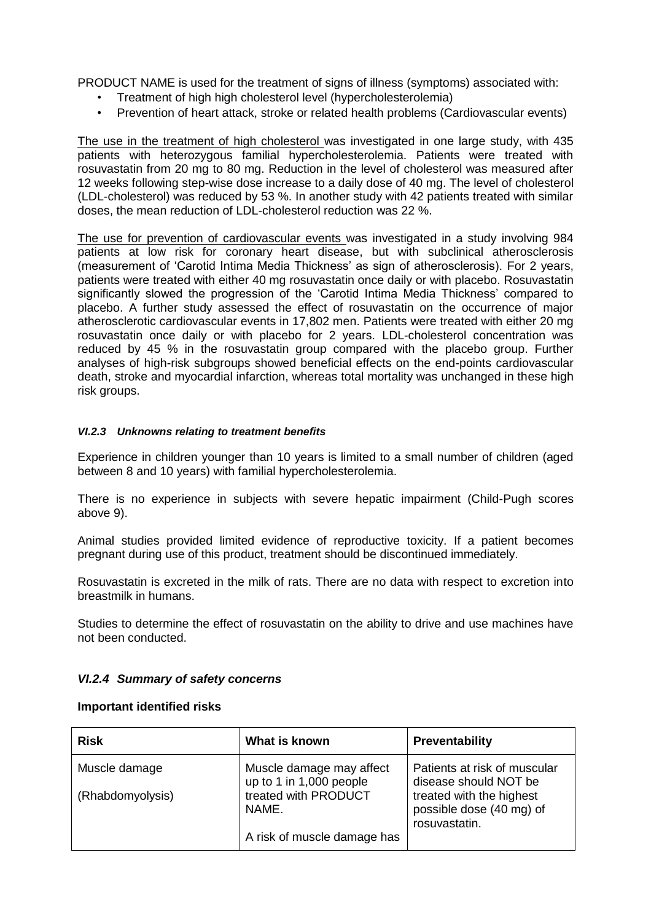PRODUCT NAME is used for the treatment of signs of illness (symptoms) associated with:

- Treatment of high high cholesterol level (hypercholesterolemia)
- Prevention of heart attack, stroke or related health problems (Cardiovascular events)

The use in the treatment of high cholesterol was investigated in one large study, with 435 patients with heterozygous familial hypercholesterolemia. Patients were treated with rosuvastatin from 20 mg to 80 mg. Reduction in the level of cholesterol was measured after 12 weeks following step-wise dose increase to a daily dose of 40 mg. The level of cholesterol (LDL-cholesterol) was reduced by 53 %. In another study with 42 patients treated with similar doses, the mean reduction of LDL-cholesterol reduction was 22 %.

The use for prevention of cardiovascular events was investigated in a study involving 984 patients at low risk for coronary heart disease, but with subclinical atherosclerosis (measurement of 'Carotid Intima Media Thickness' as sign of atherosclerosis). For 2 years, patients were treated with either 40 mg rosuvastatin once daily or with placebo. Rosuvastatin significantly slowed the progression of the 'Carotid Intima Media Thickness' compared to placebo. A further study assessed the effect of rosuvastatin on the occurrence of major atherosclerotic cardiovascular events in 17,802 men. Patients were treated with either 20 mg rosuvastatin once daily or with placebo for 2 years. LDL-cholesterol concentration was reduced by 45 % in the rosuvastatin group compared with the placebo group. Further analyses of high-risk subgroups showed beneficial effects on the end-points cardiovascular death, stroke and myocardial infarction, whereas total mortality was unchanged in these high risk groups.

#### *VI.2.3 Unknowns relating to treatment benefits*

Experience in children younger than 10 years is limited to a small number of children (aged between 8 and 10 years) with familial hypercholesterolemia.

There is no experience in subjects with severe hepatic impairment (Child-Pugh scores above 9).

Animal studies provided limited evidence of reproductive toxicity. If a patient becomes pregnant during use of this product, treatment should be discontinued immediately.

Rosuvastatin is excreted in the milk of rats. There are no data with respect to excretion into breastmilk in humans.

Studies to determine the effect of rosuvastatin on the ability to drive and use machines have not been conducted.

### *VI.2.4 Summary of safety concerns*

**Important identified risks**

| **Risk** | **What is known** | **Preventability** |
|---|---|---|
| Muscle damage<br><br>(Rhabdomyolysis) | Muscle damage may affect up to 1 in 1,000 people treated with PRODUCT NAME.<br><br>A risk of muscle damage has | Patients at risk of muscular disease should NOT be treated with the highest possible dose (40 mg) of rosuvastatin. |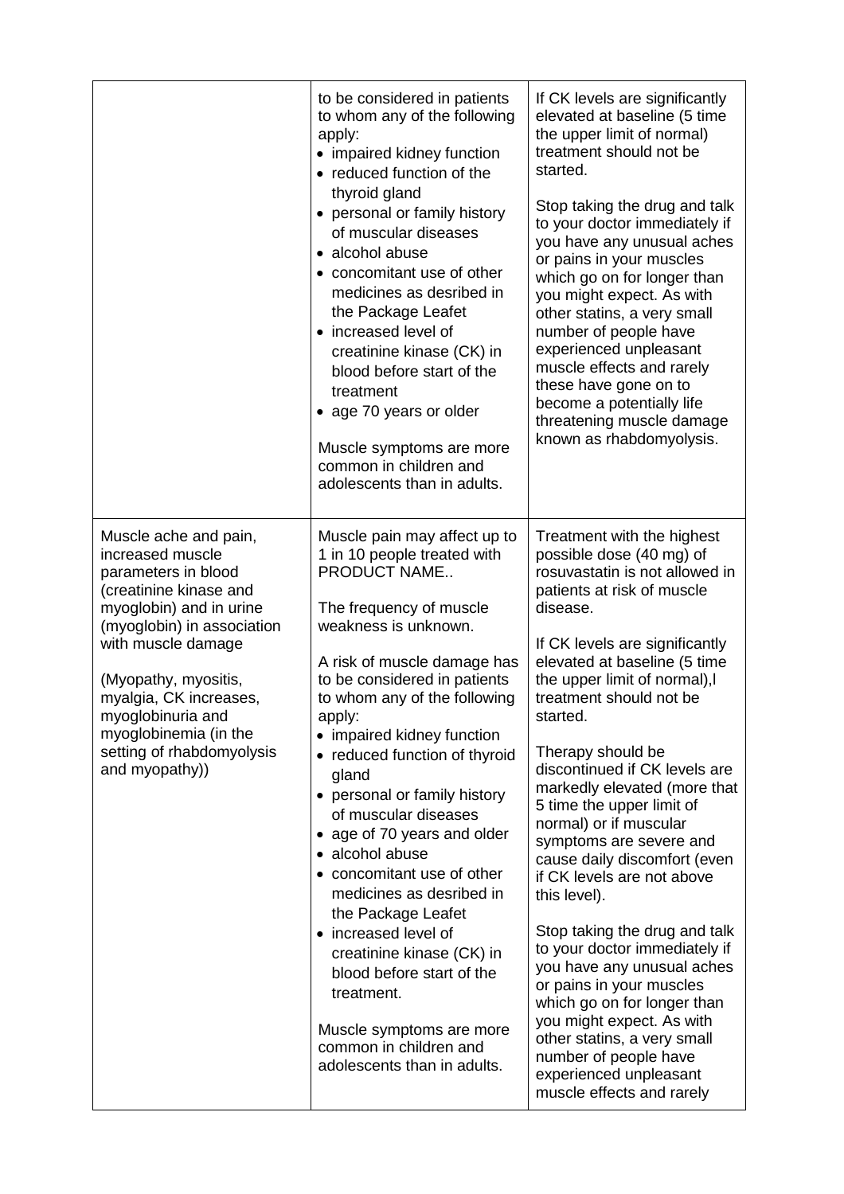| | | |
|---|---|---|
| | to be considered in patients to whom any of the following apply:<br>• impaired kidney function<br>• reduced function of the thyroid gland<br>• personal or family history of muscular diseases<br>• alcohol abuse<br>• concomitant use of other medicines as desribed in the Package Leafet<br>• increased level of creatinine kinase (CK) in blood before start of the treatment<br>• age 70 years or older<br><br>Muscle symptoms are more common in children and adolescents than in adults. | If CK levels are significantly elevated at baseline (5 time the upper limit of normal) treatment should not be started.<br><br>Stop taking the drug and talk to your doctor immediately if you have any unusual aches or pains in your muscles which go on for longer than you might expect. As with other statins, a very small number of people have experienced unpleasant muscle effects and rarely these have gone on to become a potentially life threatening muscle damage known as rhabdomyolysis. |
| Muscle ache and pain, increased muscle parameters in blood (creatinine kinase and myoglobin) and in urine (myoglobin) in association with muscle damage<br><br>(Myopathy, myositis, myalgia, CK increases, myoglobinuria and myoglobinemia (in the setting of rhabdomyolysis and myopathy)) | Muscle pain may affect up to 1 in 10 people treated with PRODUCT NAME..<br><br>The frequency of muscle weakness is unknown.<br><br>A risk of muscle damage has to be considered in patients to whom any of the following apply:<br>• impaired kidney function<br>• reduced function of thyroid gland<br>• personal or family history of muscular diseases<br>• age of 70 years and older<br>• alcohol abuse<br>• concomitant use of other medicines as desribed in the Package Leafet<br>• increased level of creatinine kinase (CK) in blood before start of the treatment.<br><br>Muscle symptoms are more common in children and adolescents than in adults. | Treatment with the highest possible dose (40 mg) of rosuvastatin is not allowed in patients at risk of muscle disease.<br><br>If CK levels are significantly elevated at baseline (5 time the upper limit of normal),l treatment should not be started.<br><br>Therapy should be discontinued if CK levels are markedly elevated (more that 5 time the upper limit of normal) or if muscular symptoms are severe and cause daily discomfort (even if CK levels are not above this level).<br><br>Stop taking the drug and talk to your doctor immediately if you have any unusual aches or pains in your muscles which go on for longer than you might expect. As with other statins, a very small number of people have experienced unpleasant muscle effects and rarely |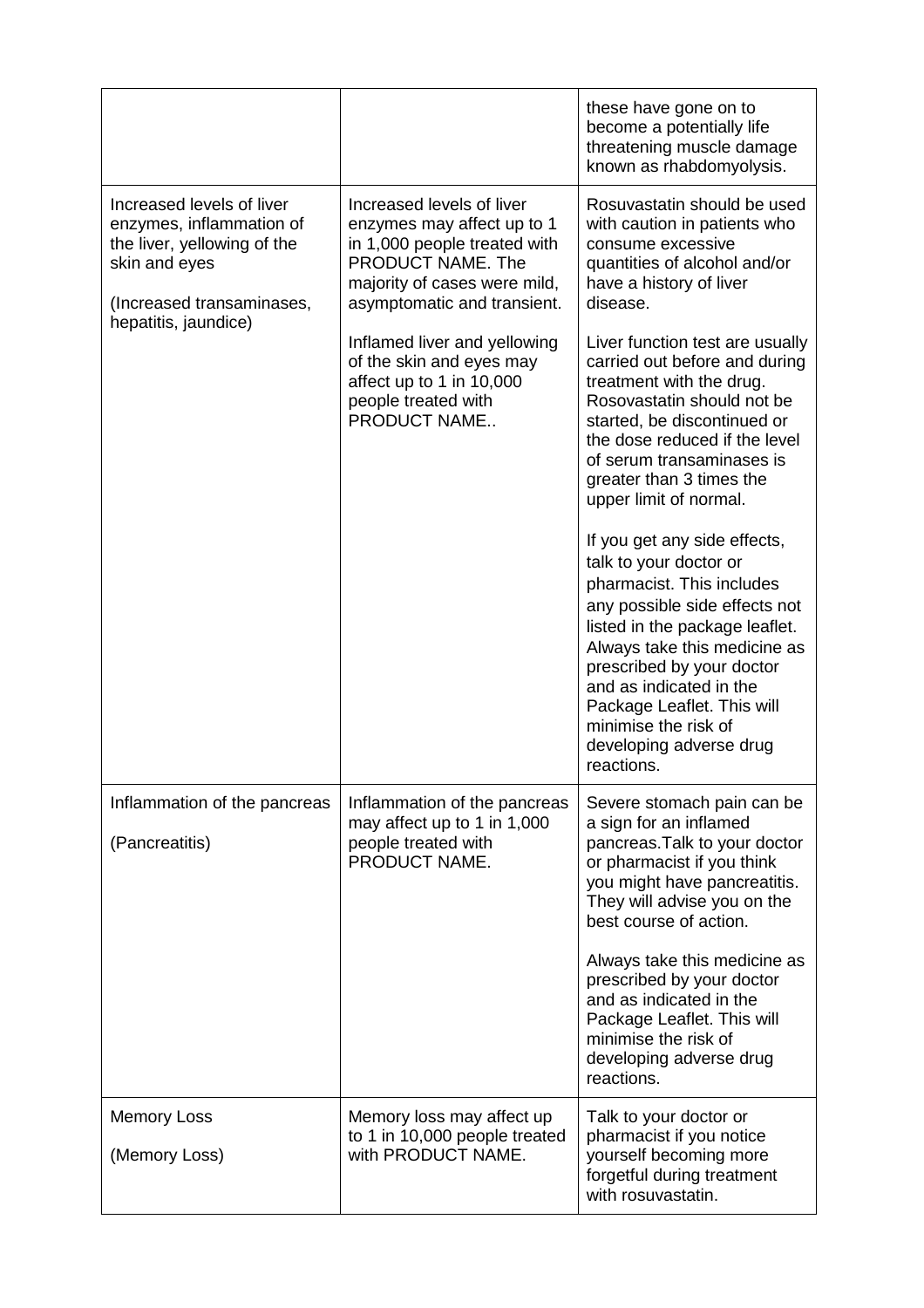| | | |
|---|---|---|
| | | these have gone on to become a potentially life threatening muscle damage known as rhabdomyolysis. |
| Increased levels of liver enzymes, inflammation of the liver, yellowing of the skin and eyes<br><br>(Increased transaminases, hepatitis, jaundice) | Increased levels of liver enzymes may affect up to 1 in 1,000 people treated with PRODUCT NAME. The majority of cases were mild, asymptomatic and transient.<br><br>Inflamed liver and yellowing of the skin and eyes may affect up to 1 in 10,000 people treated with PRODUCT NAME.. | Rosuvastatin should be used with caution in patients who consume excessive quantities of alcohol and/or have a history of liver disease.<br><br>Liver function test are usually carried out before and during treatment with the drug. Rosovastatin should not be started, be discontinued or the dose reduced if the level of serum transaminases is greater than 3 times the upper limit of normal.<br><br>If you get any side effects, talk to your doctor or pharmacist. This includes any possible side effects not listed in the package leaflet. Always take this medicine as prescribed by your doctor and as indicated in the Package Leaflet. This will minimise the risk of developing adverse drug reactions. |
| Inflammation of the pancreas<br><br>(Pancreatitis) | Inflammation of the pancreas may affect up to 1 in 1,000 people treated with PRODUCT NAME. | Severe stomach pain can be a sign for an inflamed pancreas.Talk to your doctor or pharmacist if you think you might have pancreatitis. They will advise you on the best course of action.<br><br>Always take this medicine as prescribed by your doctor and as indicated in the Package Leaflet. This will minimise the risk of developing adverse drug reactions. |
| Memory Loss<br><br>(Memory Loss) | Memory loss may affect up to 1 in 10,000 people treated with PRODUCT NAME. | Talk to your doctor or pharmacist if you notice yourself becoming more forgetful during treatment with rosuvastatin. |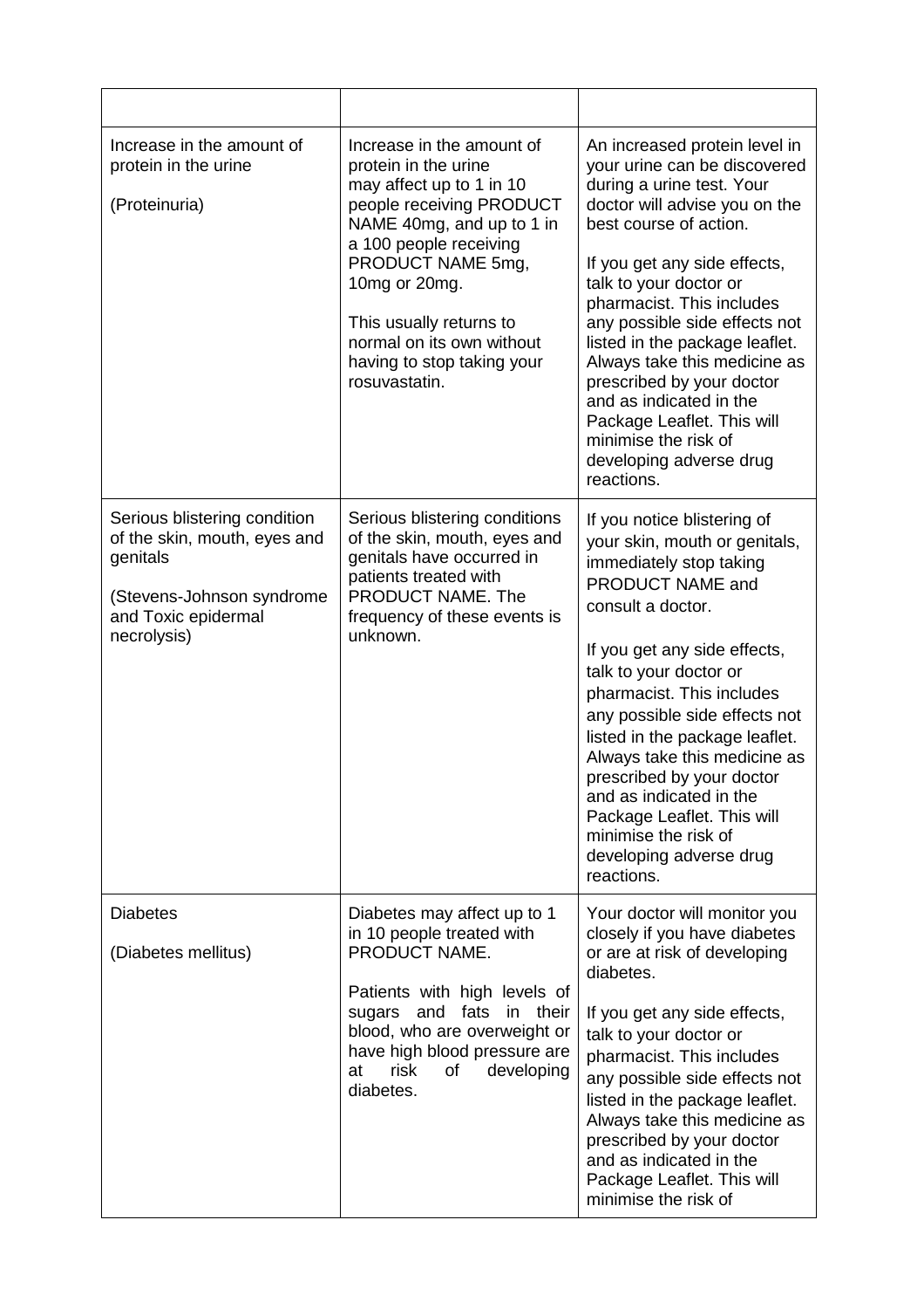| | | |
|---|---|---|
| Increase in the amount of protein in the urine<br><br>(Proteinuria) | Increase in the amount of protein in the urine may affect up to 1 in 10 people receiving PRODUCT NAME 40mg, and up to 1 in a 100 people receiving PRODUCT NAME 5mg, 10mg or 20mg.<br><br>This usually returns to normal on its own without having to stop taking your rosuvastatin. | An increased protein level in your urine can be discovered during a urine test. Your doctor will advise you on the best course of action.<br><br>If you get any side effects, talk to your doctor or pharmacist. This includes any possible side effects not listed in the package leaflet. Always take this medicine as prescribed by your doctor and as indicated in the Package Leaflet. This will minimise the risk of developing adverse drug reactions. |
| Serious blistering condition of the skin, mouth, eyes and genitals<br><br>(Stevens-Johnson syndrome and Toxic epidermal necrolysis) | Serious blistering conditions of the skin, mouth, eyes and genitals have occurred in patients treated with PRODUCT NAME. The frequency of these events is unknown. | If you notice blistering of your skin, mouth or genitals, immediately stop taking PRODUCT NAME and consult a doctor.<br><br>If you get any side effects, talk to your doctor or pharmacist. This includes any possible side effects not listed in the package leaflet. Always take this medicine as prescribed by your doctor and as indicated in the Package Leaflet. This will minimise the risk of developing adverse drug reactions. |
| Diabetes<br><br>(Diabetes mellitus) | Diabetes may affect up to 1 in 10 people treated with PRODUCT NAME.<br><br>Patients with high levels of sugars and fats in their blood, who are overweight or have high blood pressure are at risk of developing diabetes. | Your doctor will monitor you closely if you have diabetes or are at risk of developing diabetes.<br><br>If you get any side effects, talk to your doctor or pharmacist. This includes any possible side effects not listed in the package leaflet. Always take this medicine as prescribed by your doctor and as indicated in the Package Leaflet. This will minimise the risk of |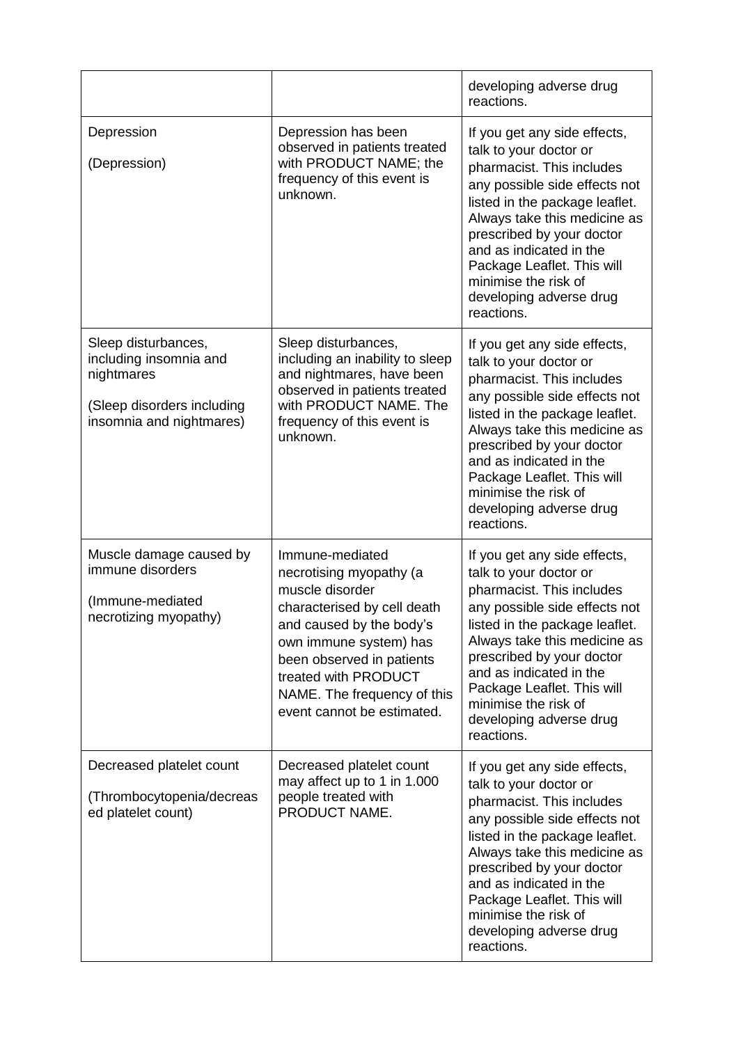| | | |
|---|---|---|
| | | developing adverse drug reactions. |
| Depression<br><br>(Depression) | Depression has been observed in patients treated with PRODUCT NAME; the frequency of this event is unknown. | If you get any side effects, talk to your doctor or pharmacist. This includes any possible side effects not listed in the package leaflet. Always take this medicine as prescribed by your doctor and as indicated in the Package Leaflet. This will minimise the risk of developing adverse drug reactions. |
| Sleep disturbances, including insomnia and nightmares<br><br>(Sleep disorders including insomnia and nightmares) | Sleep disturbances, including an inability to sleep and nightmares, have been observed in patients treated with PRODUCT NAME. The frequency of this event is unknown. | If you get any side effects, talk to your doctor or pharmacist. This includes any possible side effects not listed in the package leaflet. Always take this medicine as prescribed by your doctor and as indicated in the Package Leaflet. This will minimise the risk of developing adverse drug reactions. |
| Muscle damage caused by immune disorders<br><br>(Immune-mediated necrotizing myopathy) | Immune-mediated necrotising myopathy (a muscle disorder characterised by cell death and caused by the body's own immune system) has been observed in patients treated with PRODUCT NAME. The frequency of this event cannot be estimated. | If you get any side effects, talk to your doctor or pharmacist. This includes any possible side effects not listed in the package leaflet. Always take this medicine as prescribed by your doctor and as indicated in the Package Leaflet. This will minimise the risk of developing adverse drug reactions. |
| Decreased platelet count<br><br>(Thrombocytopenia/decreased platelet count) | Decreased platelet count may affect up to 1 in 1.000 people treated with PRODUCT NAME. | If you get any side effects, talk to your doctor or pharmacist. This includes any possible side effects not listed in the package leaflet. Always take this medicine as prescribed by your doctor and as indicated in the Package Leaflet. This will minimise the risk of developing adverse drug reactions. |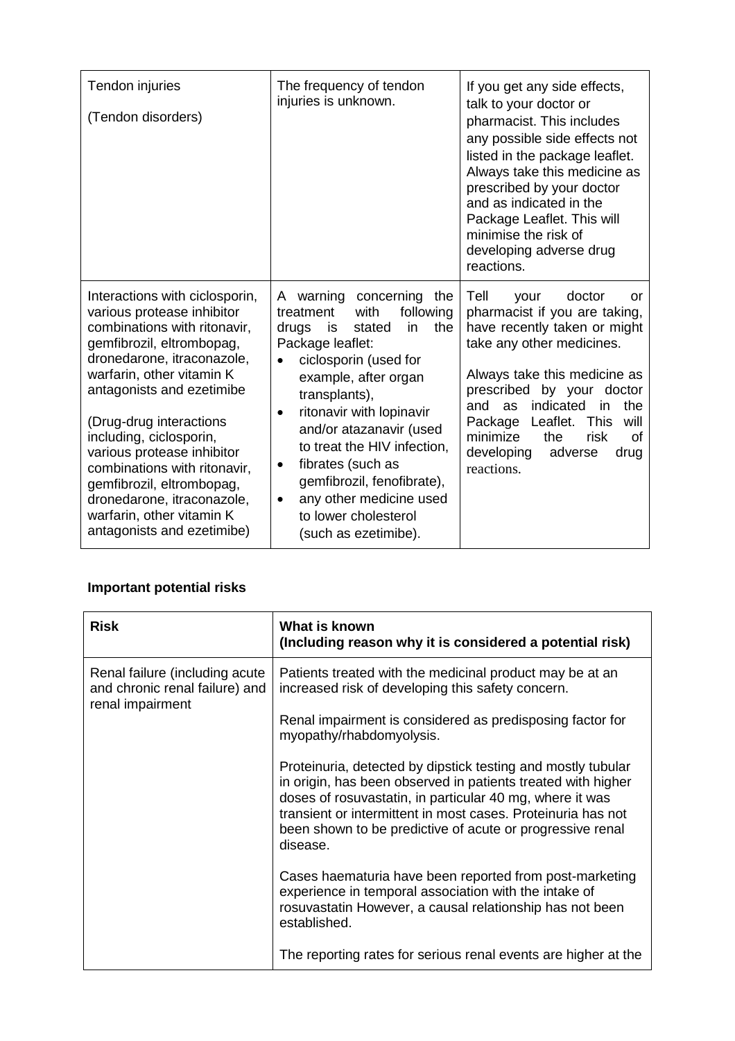| | | |
|---|---|---|
| Tendon injuries<br><br>(Tendon disorders) | The frequency of tendon injuries is unknown. | If you get any side effects, talk to your doctor or pharmacist. This includes any possible side effects not listed in the package leaflet. Always take this medicine as prescribed by your doctor and as indicated in the Package Leaflet. This will minimise the risk of developing adverse drug reactions. |
| Interactions with ciclosporin, various protease inhibitor combinations with ritonavir, gemfibrozil, eltrombopag, dronedarone, itraconazole, warfarin, other vitamin K antagonists and ezetimibe<br><br>(Drug-drug interactions including, ciclosporin, various protease inhibitor combinations with ritonavir, gemfibrozil, eltrombopag, dronedarone, itraconazole, warfarin, other vitamin K antagonists and ezetimibe) | A warning concerning the treatment with following drugs is stated in the Package leaflet:<br>• ciclosporin (used for example, after organ transplants),<br>• ritonavir with lopinavir and/or atazanavir (used to treat the HIV infection,<br>• fibrates (such as gemfibrozil, fenofibrate),<br>• any other medicine used to lower cholesterol (such as ezetimibe). | Tell your doctor or pharmacist if you are taking, have recently taken or might take any other medicines.<br><br>Always take this medicine as prescribed by your doctor and as indicated in the Package Leaflet. This will minimize the risk of developing adverse drug reactions. |

**Important potential risks**

| Risk | What is known<br>(Including reason why it is considered a potential risk) |
|---|---|
| Renal failure (including acute and chronic renal failure) and renal impairment | Patients treated with the medicinal product may be at an increased risk of developing this safety concern.<br><br>Renal impairment is considered as predisposing factor for myopathy/rhabdomyolysis.<br><br>Proteinuria, detected by dipstick testing and mostly tubular in origin, has been observed in patients treated with higher doses of rosuvastatin, in particular 40 mg, where it was transient or intermittent in most cases. Proteinuria has not been shown to be predictive of acute or progressive renal disease.<br><br>Cases haematuria have been reported from post-marketing experience in temporal association with the intake of rosuvastatin However, a causal relationship has not been established.<br><br>The reporting rates for serious renal events are higher at the |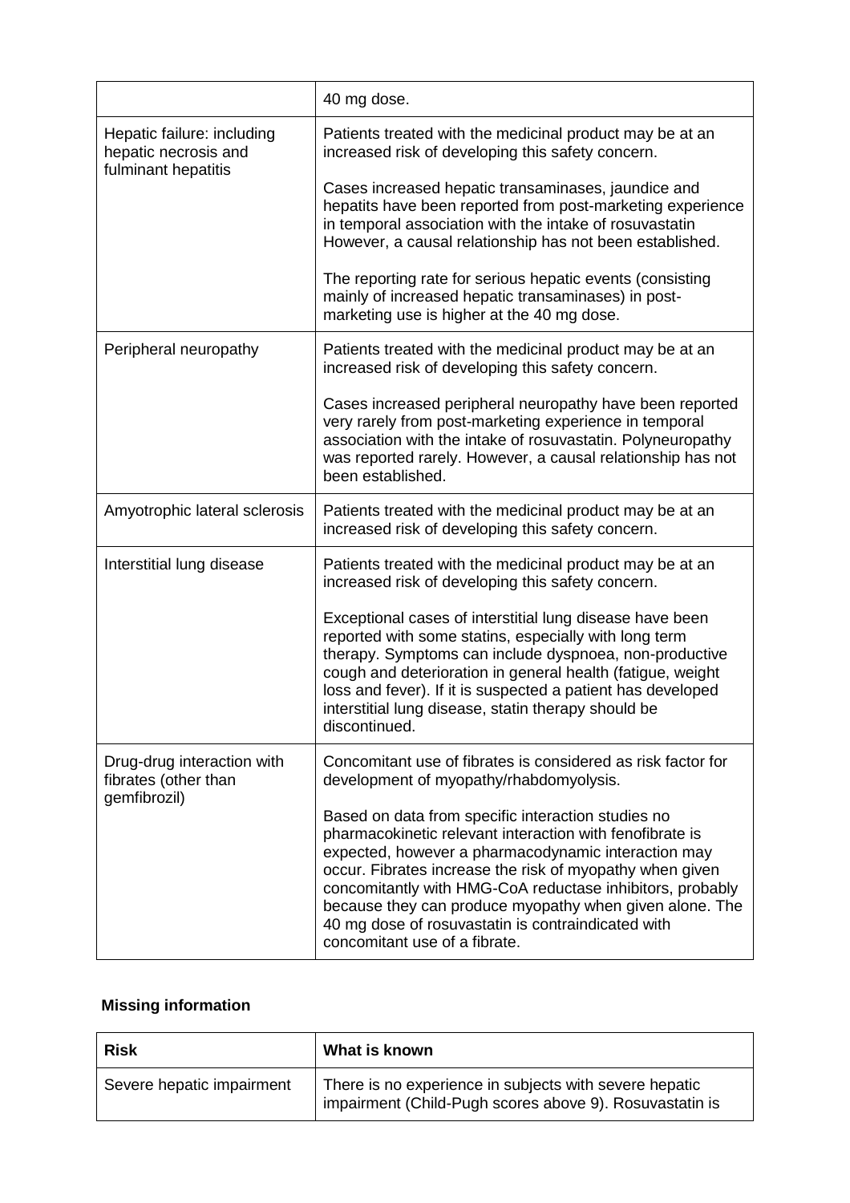| | |
|---|---|
| | 40 mg dose. |
| Hepatic failure: including hepatic necrosis and fulminant hepatitis | Patients treated with the medicinal product may be at an increased risk of developing this safety concern.<br><br>Cases increased hepatic transaminases, jaundice and hepatits have been reported from post-marketing experience in temporal association with the intake of rosuvastatin However, a causal relationship has not been established.<br><br>The reporting rate for serious hepatic events (consisting mainly of increased hepatic transaminases) in post-marketing use is higher at the 40 mg dose. |
| Peripheral neuropathy | Patients treated with the medicinal product may be at an increased risk of developing this safety concern.<br><br>Cases increased peripheral neuropathy have been reported very rarely from post-marketing experience in temporal association with the intake of rosuvastatin. Polyneuropathy was reported rarely. However, a causal relationship has not been established. |
| Amyotrophic lateral sclerosis | Patients treated with the medicinal product may be at an increased risk of developing this safety concern. |
| Interstitial lung disease | Patients treated with the medicinal product may be at an increased risk of developing this safety concern.<br><br>Exceptional cases of interstitial lung disease have been reported with some statins, especially with long term therapy. Symptoms can include dyspnoea, non-productive cough and deterioration in general health (fatigue, weight loss and fever). If it is suspected a patient has developed interstitial lung disease, statin therapy should be discontinued. |
| Drug-drug interaction with fibrates (other than gemfibrozil) | Concomitant use of fibrates is considered as risk factor for development of myopathy/rhabdomyolysis.<br><br>Based on data from specific interaction studies no pharmacokinetic relevant interaction with fenofibrate is expected, however a pharmacodynamic interaction may occur. Fibrates increase the risk of myopathy when given concomitantly with HMG-CoA reductase inhibitors, probably because they can produce myopathy when given alone. The 40 mg dose of rosuvastatin is contraindicated with concomitant use of a fibrate. |

**Missing information**

| Risk | What is known |
|---|---|
| Severe hepatic impairment | There is no experience in subjects with severe hepatic impairment (Child-Pugh scores above 9). Rosuvastatin is |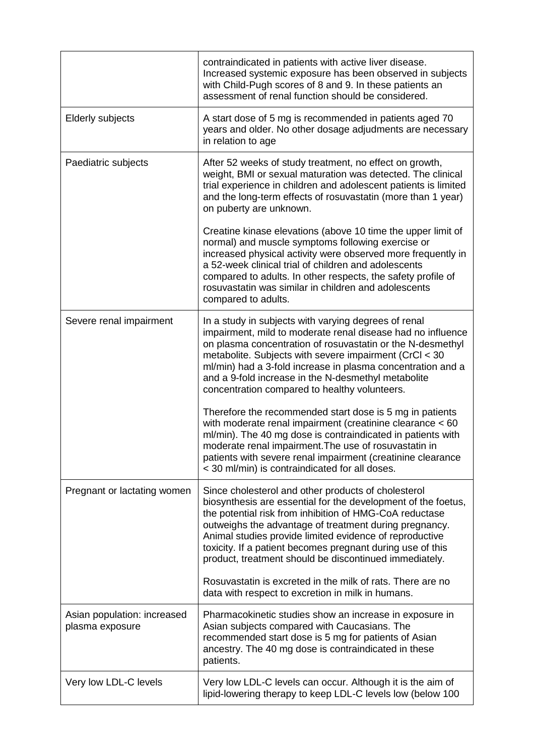| | |
|---|---|
| | contraindicated in patients with active liver disease. Increased systemic exposure has been observed in subjects with Child-Pugh scores of 8 and 9. In these patients an assessment of renal function should be considered. |
| Elderly subjects | A start dose of 5 mg is recommended in patients aged 70 years and older. No other dosage adjudments are necessary in relation to age |
| Paediatric subjects | After 52 weeks of study treatment, no effect on growth, weight, BMI or sexual maturation was detected. The clinical trial experience in children and adolescent patients is limited and the long-term effects of rosuvastatin (more than 1 year) on puberty are unknown.<br><br>Creatine kinase elevations (above 10 time the upper limit of normal) and muscle symptoms following exercise or increased physical activity were observed more frequently in a 52-week clinical trial of children and adolescents compared to adults. In other respects, the safety profile of rosuvastatin was similar in children and adolescents compared to adults. |
| Severe renal impairment | In a study in subjects with varying degrees of renal impairment, mild to moderate renal disease had no influence on plasma concentration of rosuvastatin or the N-desmethyl metabolite. Subjects with severe impairment (CrCl < 30 ml/min) had a 3-fold increase in plasma concentration and a and a 9-fold increase in the N-desmethyl metabolite concentration compared to healthy volunteers.<br><br>Therefore the recommended start dose is 5 mg in patients with moderate renal impairment (creatinine clearance < 60 ml/min). The 40 mg dose is contraindicated in patients with moderate renal impairment.The use of rosuvastatin in patients with severe renal impairment (creatinine clearance < 30 ml/min) is contraindicated for all doses. |
| Pregnant or lactating women | Since cholesterol and other products of cholesterol biosynthesis are essential for the development of the foetus, the potential risk from inhibition of HMG-CoA reductase outweighs the advantage of treatment during pregnancy. Animal studies provide limited evidence of reproductive toxicity. If a patient becomes pregnant during use of this product, treatment should be discontinued immediately.<br><br>Rosuvastatin is excreted in the milk of rats. There are no data with respect to excretion in milk in humans. |
| Asian population: increased plasma exposure | Pharmacokinetic studies show an increase in exposure in Asian subjects compared with Caucasians. The recommended start dose is 5 mg for patients of Asian ancestry. The 40 mg dose is contraindicated in these patients. |
| Very low LDL-C levels | Very low LDL-C levels can occur. Although it is the aim of lipid-lowering therapy to keep LDL-C levels low (below 100 |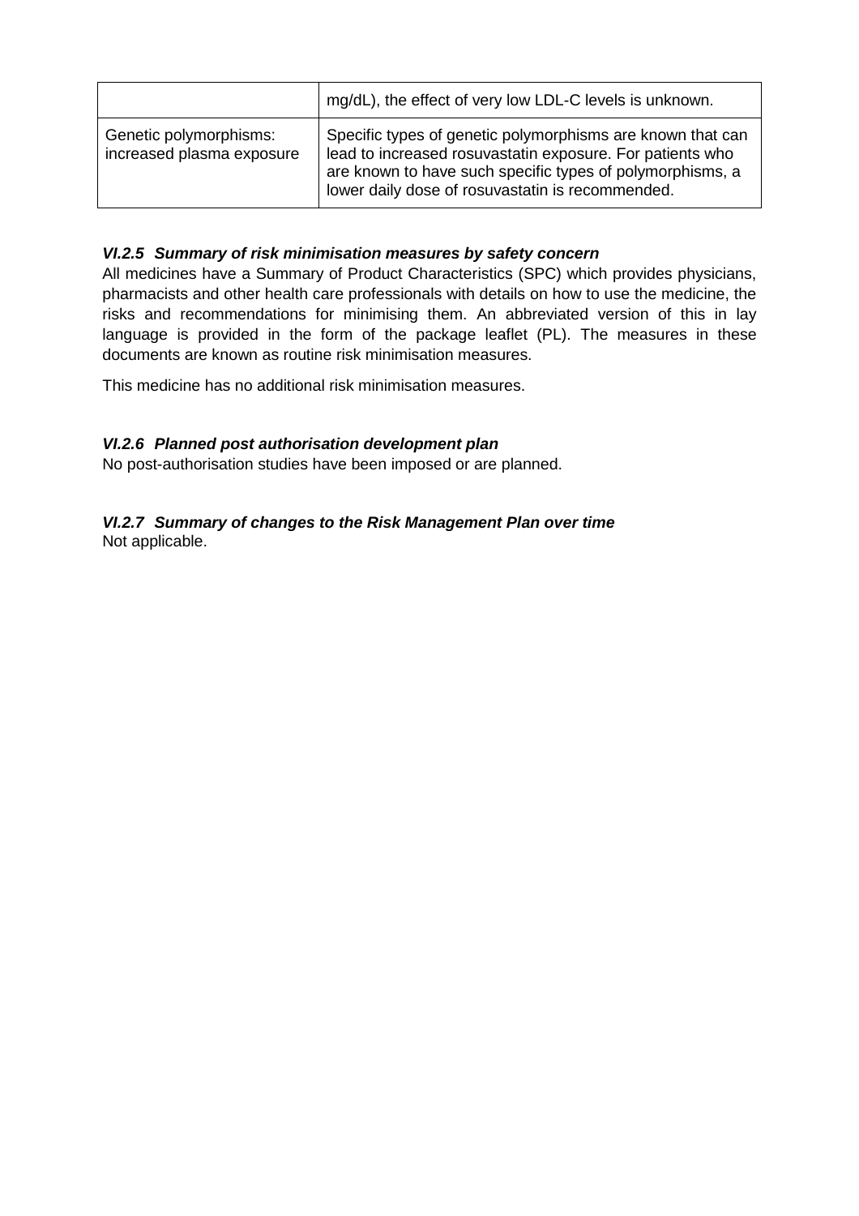| | |
|---|---|
| | mg/dL), the effect of very low LDL-C levels is unknown. |
| Genetic polymorphisms: increased plasma exposure | Specific types of genetic polymorphisms are known that can lead to increased rosuvastatin exposure. For patients who are known to have such specific types of polymorphisms, a lower daily dose of rosuvastatin is recommended. |

### *VI.2.5 Summary of risk minimisation measures by safety concern*

All medicines have a Summary of Product Characteristics (SPC) which provides physicians, pharmacists and other health care professionals with details on how to use the medicine, the risks and recommendations for minimising them. An abbreviated version of this in lay language is provided in the form of the package leaflet (PL). The measures in these documents are known as routine risk minimisation measures.

This medicine has no additional risk minimisation measures.

### *VI.2.6 Planned post authorisation development plan*

No post-authorisation studies have been imposed or are planned.

### *VI.2.7 Summary of changes to the Risk Management Plan over time*

Not applicable.